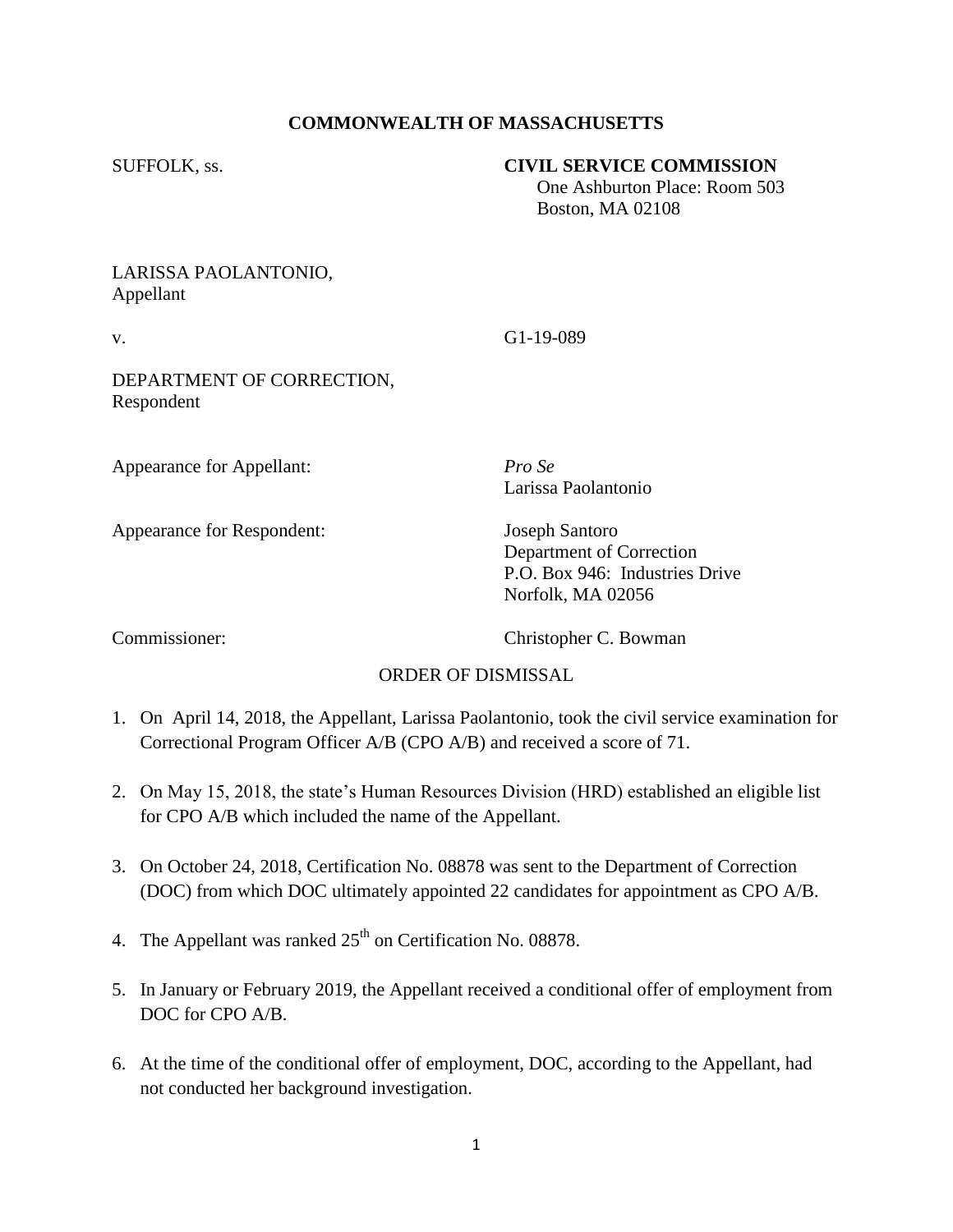**COMMONWEALTH OF MASSACHUSETTS**

SUFFOLK, ss.

**CIVIL SERVICE COMMISSION**
One Ashburton Place: Room 503
Boston, MA 02108

LARISSA PAOLANTONIO,
Appellant

v.

G1-19-089

DEPARTMENT OF CORRECTION,
Respondent

Appearance for Appellant: *Pro Se*
Larissa Paolantonio

Appearance for Respondent: Joseph Santoro
Department of Correction
P.O. Box 946: Industries Drive
Norfolk, MA 02056

Commissioner: Christopher C. Bowman

ORDER OF DISMISSAL

1. On April 14, 2018, the Appellant, Larissa Paolantonio, took the civil service examination for Correctional Program Officer A/B (CPO A/B) and received a score of 71.

2. On May 15, 2018, the state's Human Resources Division (HRD) established an eligible list for CPO A/B which included the name of the Appellant.

3. On October 24, 2018, Certification No. 08878 was sent to the Department of Correction (DOC) from which DOC ultimately appointed 22 candidates for appointment as CPO A/B.

4. The Appellant was ranked 25th on Certification No. 08878.

5. In January or February 2019, the Appellant received a conditional offer of employment from DOC for CPO A/B.

6. At the time of the conditional offer of employment, DOC, according to the Appellant, had not conducted her background investigation.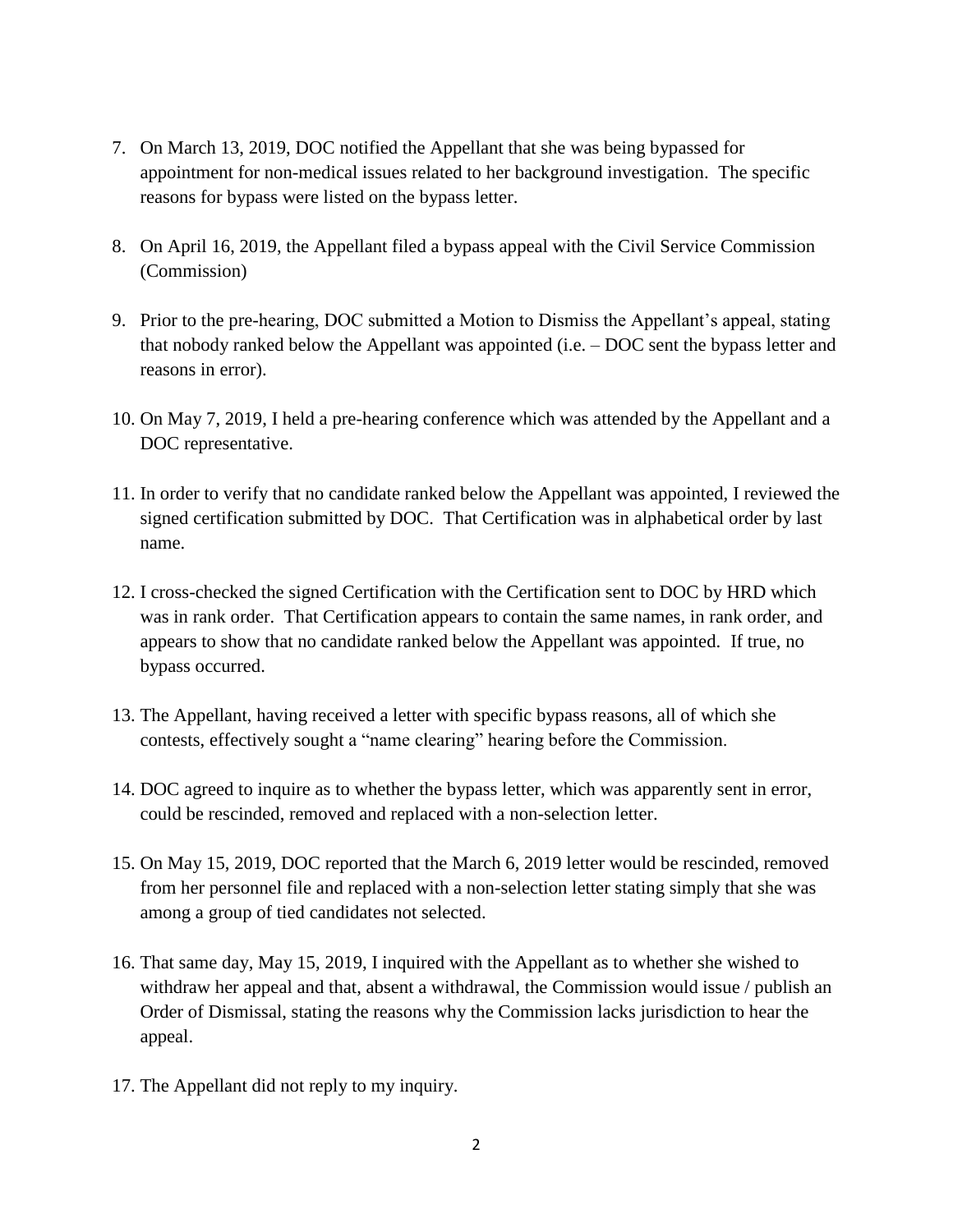7. On March 13, 2019, DOC notified the Appellant that she was being bypassed for appointment for non-medical issues related to her background investigation. The specific reasons for bypass were listed on the bypass letter.

8. On April 16, 2019, the Appellant filed a bypass appeal with the Civil Service Commission (Commission)

9. Prior to the pre-hearing, DOC submitted a Motion to Dismiss the Appellant's appeal, stating that nobody ranked below the Appellant was appointed (i.e. – DOC sent the bypass letter and reasons in error).

10. On May 7, 2019, I held a pre-hearing conference which was attended by the Appellant and a DOC representative.

11. In order to verify that no candidate ranked below the Appellant was appointed, I reviewed the signed certification submitted by DOC. That Certification was in alphabetical order by last name.

12. I cross-checked the signed Certification with the Certification sent to DOC by HRD which was in rank order. That Certification appears to contain the same names, in rank order, and appears to show that no candidate ranked below the Appellant was appointed. If true, no bypass occurred.

13. The Appellant, having received a letter with specific bypass reasons, all of which she contests, effectively sought a "name clearing" hearing before the Commission.

14. DOC agreed to inquire as to whether the bypass letter, which was apparently sent in error, could be rescinded, removed and replaced with a non-selection letter.

15. On May 15, 2019, DOC reported that the March 6, 2019 letter would be rescinded, removed from her personnel file and replaced with a non-selection letter stating simply that she was among a group of tied candidates not selected.

16. That same day, May 15, 2019, I inquired with the Appellant as to whether she wished to withdraw her appeal and that, absent a withdrawal, the Commission would issue / publish an Order of Dismissal, stating the reasons why the Commission lacks jurisdiction to hear the appeal.

17. The Appellant did not reply to my inquiry.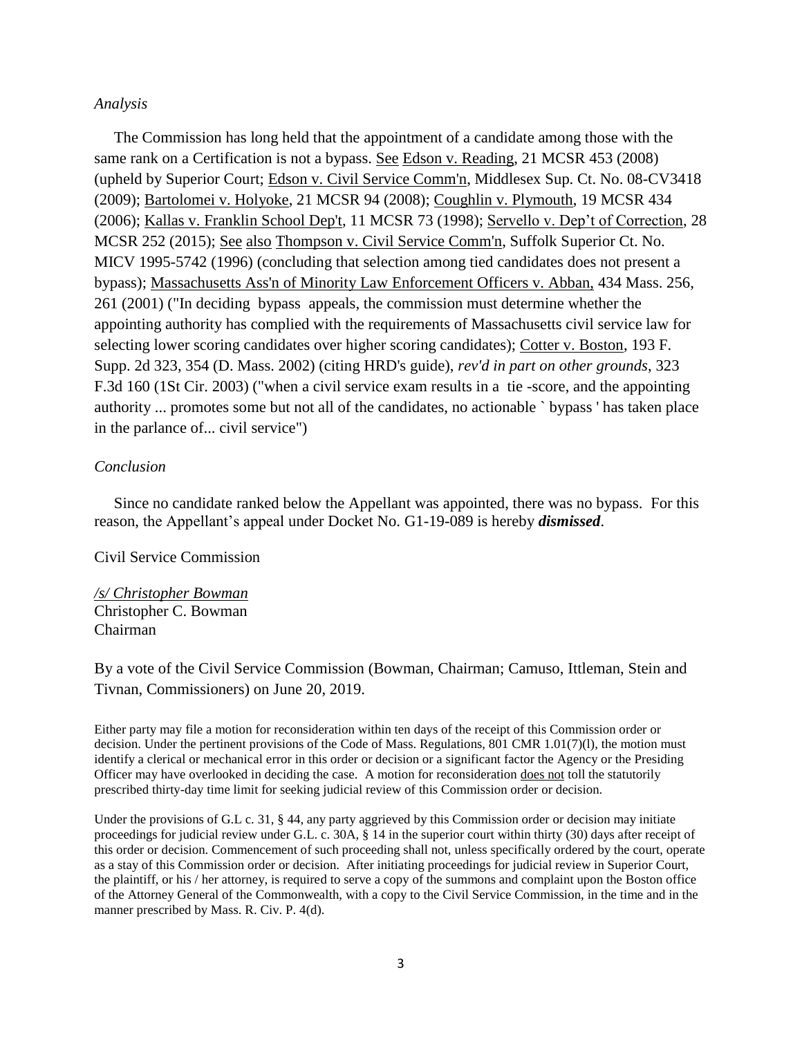*Analysis*

The Commission has long held that the appointment of a candidate among those with the same rank on a Certification is not a bypass. See Edson v. Reading, 21 MCSR 453 (2008) (upheld by Superior Court; Edson v. Civil Service Comm'n, Middlesex Sup. Ct. No. 08-CV3418 (2009); Bartolomei v. Holyoke, 21 MCSR 94 (2008); Coughlin v. Plymouth, 19 MCSR 434 (2006); Kallas v. Franklin School Dep't, 11 MCSR 73 (1998); Servello v. Dep't of Correction, 28 MCSR 252 (2015); See also Thompson v. Civil Service Comm'n, Suffolk Superior Ct. No. MICV 1995-5742 (1996) (concluding that selection among tied candidates does not present a bypass); Massachusetts Ass'n of Minority Law Enforcement Officers v. Abban, 434 Mass. 256, 261 (2001) ("In deciding bypass appeals, the commission must determine whether the appointing authority has complied with the requirements of Massachusetts civil service law for selecting lower scoring candidates over higher scoring candidates); Cotter v. Boston, 193 F. Supp. 2d 323, 354 (D. Mass. 2002) (citing HRD's guide), *rev'd in part on other grounds*, 323 F.3d 160 (1St Cir. 2003) ("when a civil service exam results in a tie -score, and the appointing authority ... promotes some but not all of the candidates, no actionable ` bypass ' has taken place in the parlance of... civil service")

*Conclusion*

Since no candidate ranked below the Appellant was appointed, there was no bypass. For this reason, the Appellant's appeal under Docket No. G1-19-089 is hereby ***dismissed***.

Civil Service Commission

*/s/ Christopher Bowman*
Christopher C. Bowman
Chairman

By a vote of the Civil Service Commission (Bowman, Chairman; Camuso, Ittleman, Stein and Tivnan, Commissioners) on June 20, 2019.

Either party may file a motion for reconsideration within ten days of the receipt of this Commission order or decision. Under the pertinent provisions of the Code of Mass. Regulations, 801 CMR 1.01(7)(l), the motion must identify a clerical or mechanical error in this order or decision or a significant factor the Agency or the Presiding Officer may have overlooked in deciding the case. A motion for reconsideration does not toll the statutorily prescribed thirty-day time limit for seeking judicial review of this Commission order or decision.

Under the provisions of G.L c. 31, § 44, any party aggrieved by this Commission order or decision may initiate proceedings for judicial review under G.L. c. 30A, § 14 in the superior court within thirty (30) days after receipt of this order or decision. Commencement of such proceeding shall not, unless specifically ordered by the court, operate as a stay of this Commission order or decision. After initiating proceedings for judicial review in Superior Court, the plaintiff, or his / her attorney, is required to serve a copy of the summons and complaint upon the Boston office of the Attorney General of the Commonwealth, with a copy to the Civil Service Commission, in the time and in the manner prescribed by Mass. R. Civ. P. 4(d).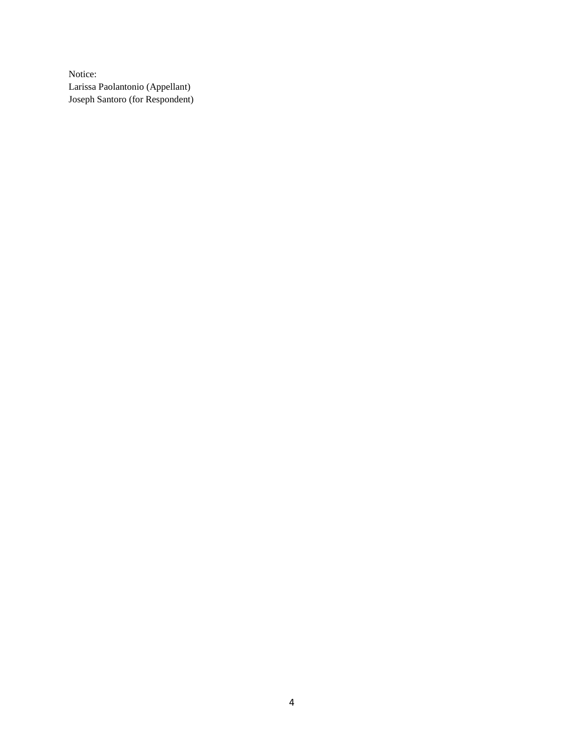Notice:  
Larissa Paolantonio (Appellant)  
Joseph Santoro (for Respondent)